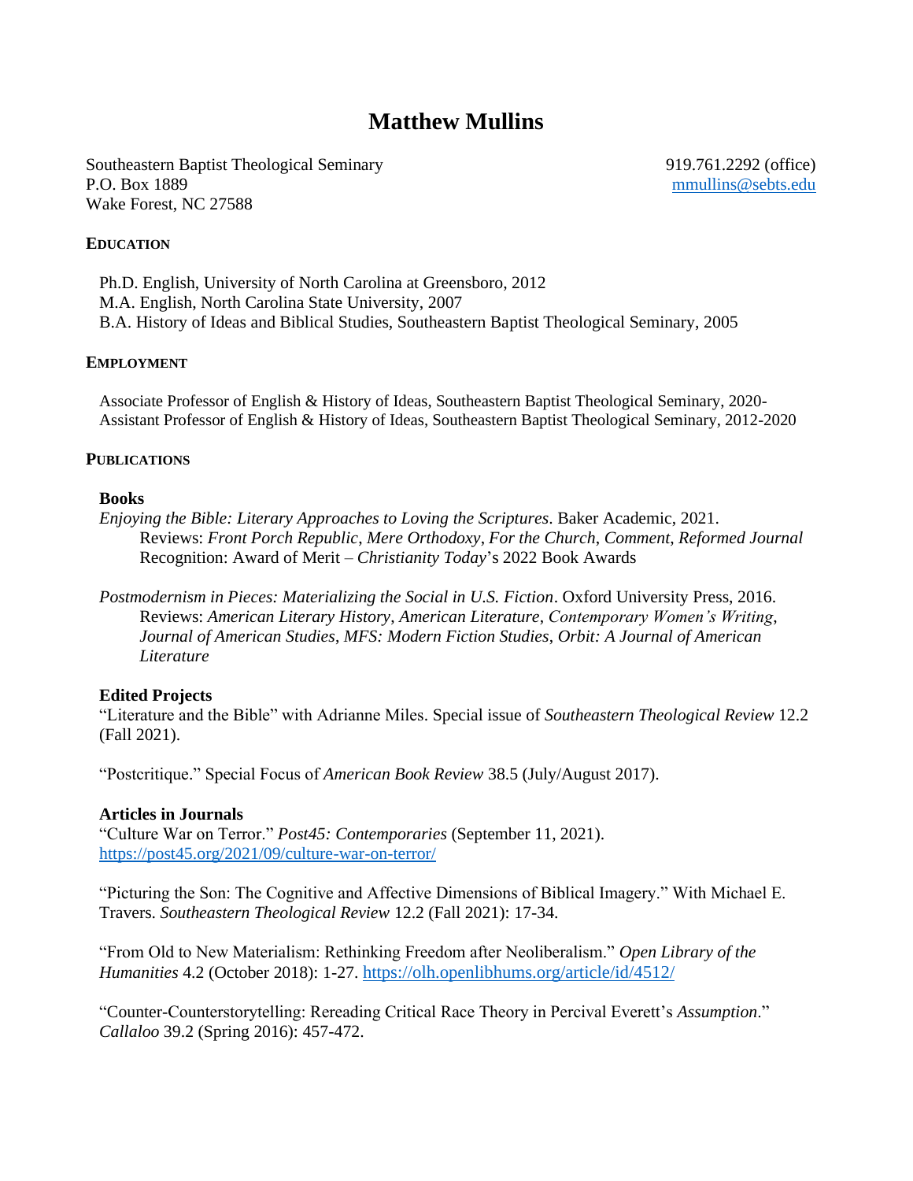# Matthew Mullins

Southeastern Baptist Theological Seminary
P.O. Box 1889
Wake Forest, NC 27588

919.761.2292 (office)
mmullins@sebts.edu

## EDUCATION

Ph.D. English, University of North Carolina at Greensboro, 2012
M.A. English, North Carolina State University, 2007
B.A. History of Ideas and Biblical Studies, Southeastern Baptist Theological Seminary, 2005

## EMPLOYMENT

Associate Professor of English & History of Ideas, Southeastern Baptist Theological Seminary, 2020-
Assistant Professor of English & History of Ideas, Southeastern Baptist Theological Seminary, 2012-2020

## PUBLICATIONS

### Books

*Enjoying the Bible: Literary Approaches to Loving the Scriptures*. Baker Academic, 2021.
Reviews: *Front Porch Republic*, *Mere Orthodoxy*, *For the Church*, *Comment*, *Reformed Journal*
Recognition: Award of Merit – *Christianity Today*'s 2022 Book Awards

*Postmodernism in Pieces: Materializing the Social in U.S. Fiction*. Oxford University Press, 2016.
Reviews: *American Literary History*, *American Literature*, *Contemporary Women's Writing*, *Journal of American Studies*, *MFS: Modern Fiction Studies*, *Orbit: A Journal of American Literature*

### Edited Projects

"Literature and the Bible" with Adrianne Miles. Special issue of *Southeastern Theological Review* 12.2 (Fall 2021).

"Postcritique." Special Focus of *American Book Review* 38.5 (July/August 2017).

### Articles in Journals

"Culture War on Terror." *Post45: Contemporaries* (September 11, 2021). https://post45.org/2021/09/culture-war-on-terror/

"Picturing the Son: The Cognitive and Affective Dimensions of Biblical Imagery." With Michael E. Travers. *Southeastern Theological Review* 12.2 (Fall 2021): 17-34.

"From Old to New Materialism: Rethinking Freedom after Neoliberalism." *Open Library of the Humanities* 4.2 (October 2018): 1-27. https://olh.openlibhums.org/article/id/4512/

"Counter-Counterstorytelling: Rereading Critical Race Theory in Percival Everett's *Assumption*." *Callaloo* 39.2 (Spring 2016): 457-472.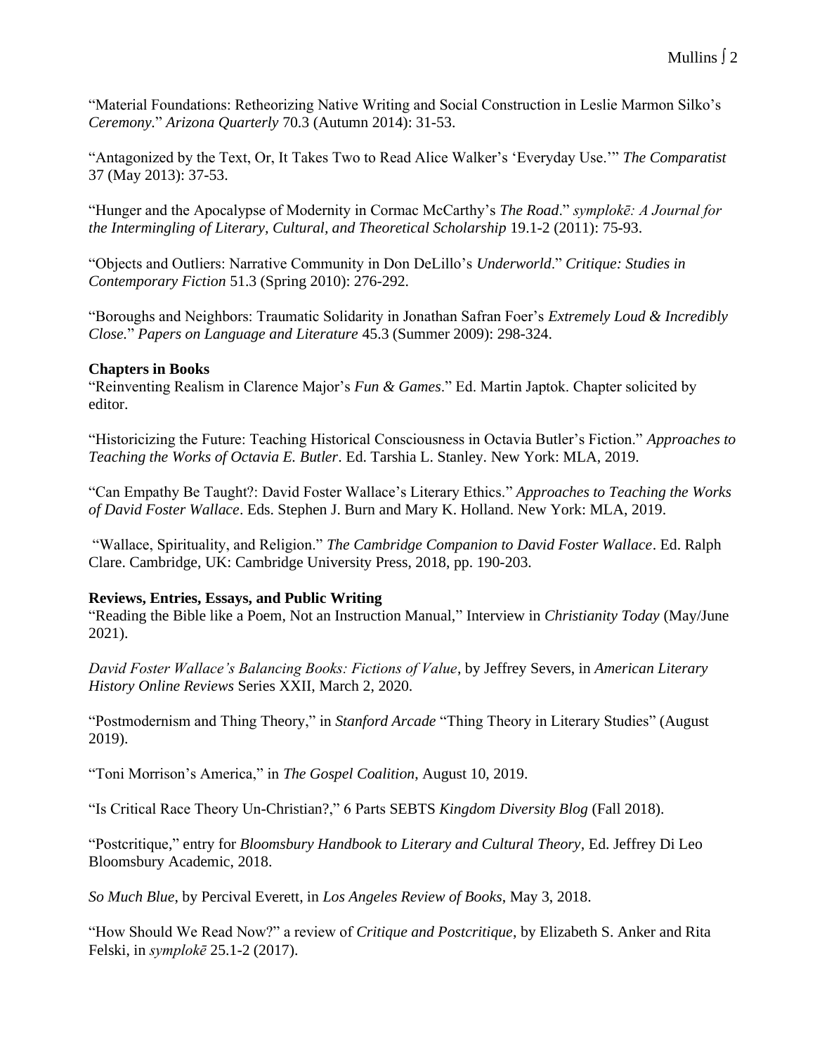"Material Foundations: Retheorizing Native Writing and Social Construction in Leslie Marmon Silko's *Ceremony*." *Arizona Quarterly* 70.3 (Autumn 2014): 31-53.

"Antagonized by the Text, Or, It Takes Two to Read Alice Walker's 'Everyday Use.'" *The Comparatist* 37 (May 2013): 37-53.

"Hunger and the Apocalypse of Modernity in Cormac McCarthy's *The Road*." *symplokē: A Journal for the Intermingling of Literary, Cultural, and Theoretical Scholarship* 19.1-2 (2011): 75-93.

"Objects and Outliers: Narrative Community in Don DeLillo's *Underworld*." *Critique: Studies in Contemporary Fiction* 51.3 (Spring 2010): 276-292.

"Boroughs and Neighbors: Traumatic Solidarity in Jonathan Safran Foer's *Extremely Loud & Incredibly Close.*" *Papers on Language and Literature* 45.3 (Summer 2009): 298-324.

**Chapters in Books**

"Reinventing Realism in Clarence Major's *Fun & Games*." Ed. Martin Japtok. Chapter solicited by editor.

"Historicizing the Future: Teaching Historical Consciousness in Octavia Butler's Fiction." *Approaches to Teaching the Works of Octavia E. Butler*. Ed. Tarshia L. Stanley. New York: MLA, 2019.

"Can Empathy Be Taught?: David Foster Wallace's Literary Ethics." *Approaches to Teaching the Works of David Foster Wallace*. Eds. Stephen J. Burn and Mary K. Holland. New York: MLA, 2019.

"Wallace, Spirituality, and Religion." *The Cambridge Companion to David Foster Wallace*. Ed. Ralph Clare. Cambridge, UK: Cambridge University Press, 2018, pp. 190-203.

**Reviews, Entries, Essays, and Public Writing**

"Reading the Bible like a Poem, Not an Instruction Manual," Interview in *Christianity Today* (May/June 2021).

*David Foster Wallace's Balancing Books: Fictions of Value*, by Jeffrey Severs, in *American Literary History Online Reviews* Series XXII, March 2, 2020.

"Postmodernism and Thing Theory," in *Stanford Arcade* "Thing Theory in Literary Studies" (August 2019).

"Toni Morrison's America," in *The Gospel Coalition*, August 10, 2019.

"Is Critical Race Theory Un-Christian?," 6 Parts SEBTS *Kingdom Diversity Blog* (Fall 2018).

"Postcritique," entry for *Bloomsbury Handbook to Literary and Cultural Theory*, Ed. Jeffrey Di Leo Bloomsbury Academic, 2018.

*So Much Blue*, by Percival Everett, in *Los Angeles Review of Books*, May 3, 2018.

"How Should We Read Now?" a review of *Critique and Postcritique*, by Elizabeth S. Anker and Rita Felski, in *symplokē* 25.1-2 (2017).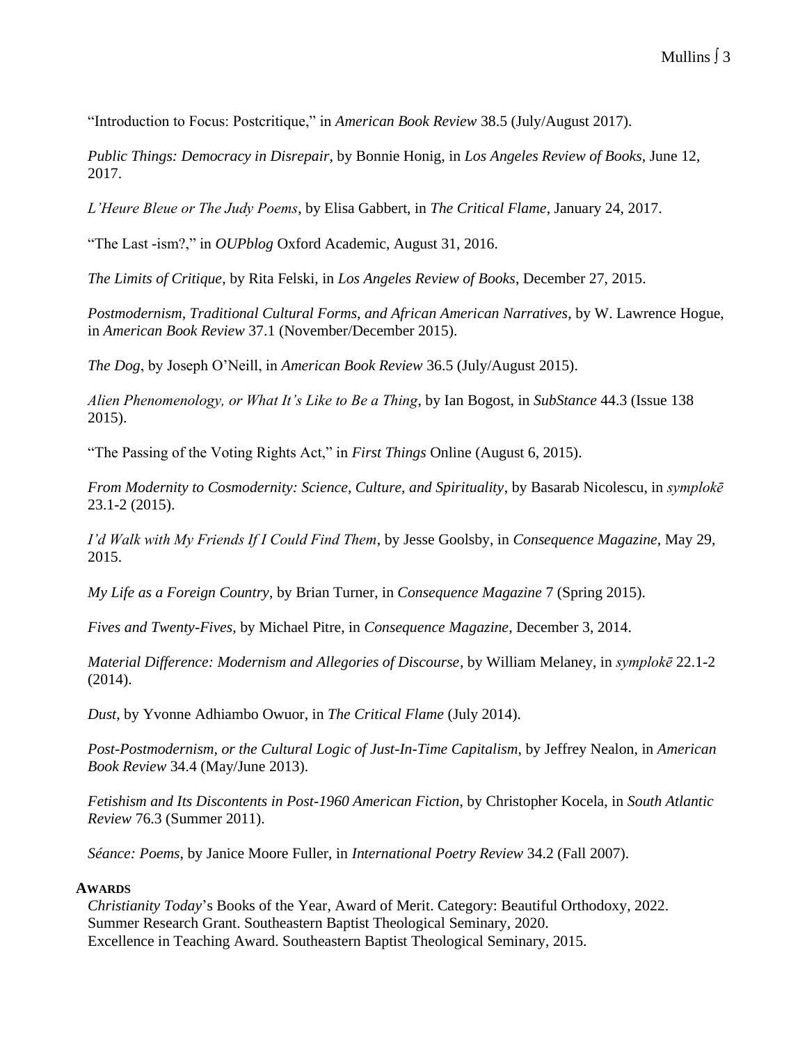"Introduction to Focus: Postcritique," in *American Book Review* 38.5 (July/August 2017).

*Public Things: Democracy in Disrepair*, by Bonnie Honig, in *Los Angeles Review of Books*, June 12, 2017.

*L'Heure Bleue or The Judy Poems*, by Elisa Gabbert, in *The Critical Flame*, January 24, 2017.

"The Last -ism?," in *OUPblog* Oxford Academic, August 31, 2016.

*The Limits of Critique*, by Rita Felski, in *Los Angeles Review of Books*, December 27, 2015.

*Postmodernism, Traditional Cultural Forms, and African American Narratives*, by W. Lawrence Hogue, in *American Book Review* 37.1 (November/December 2015).

*The Dog*, by Joseph O'Neill, in *American Book Review* 36.5 (July/August 2015).

*Alien Phenomenology, or What It's Like to Be a Thing*, by Ian Bogost, in *SubStance* 44.3 (Issue 138 2015).

"The Passing of the Voting Rights Act," in *First Things* Online (August 6, 2015).

*From Modernity to Cosmodernity: Science, Culture, and Spirituality*, by Basarab Nicolescu, in *symplokē* 23.1-2 (2015).

*I'd Walk with My Friends If I Could Find Them*, by Jesse Goolsby, in *Consequence Magazine*, May 29, 2015.

*My Life as a Foreign Country*, by Brian Turner, in *Consequence Magazine* 7 (Spring 2015).

*Fives and Twenty-Fives*, by Michael Pitre, in *Consequence Magazine*, December 3, 2014.

*Material Difference: Modernism and Allegories of Discourse*, by William Melaney, in *symplokē* 22.1-2 (2014).

*Dust*, by Yvonne Adhiambo Owuor, in *The Critical Flame* (July 2014).

*Post-Postmodernism, or the Cultural Logic of Just-In-Time Capitalism*, by Jeffrey Nealon, in *American Book Review* 34.4 (May/June 2013).

*Fetishism and Its Discontents in Post-1960 American Fiction*, by Christopher Kocela, in *South Atlantic Review* 76.3 (Summer 2011).

*Séance: Poems*, by Janice Moore Fuller, in *International Poetry Review* 34.2 (Fall 2007).

**AWARDS**

*Christianity Today*'s Books of the Year, Award of Merit. Category: Beautiful Orthodoxy, 2022.
Summer Research Grant. Southeastern Baptist Theological Seminary, 2020.
Excellence in Teaching Award. Southeastern Baptist Theological Seminary, 2015.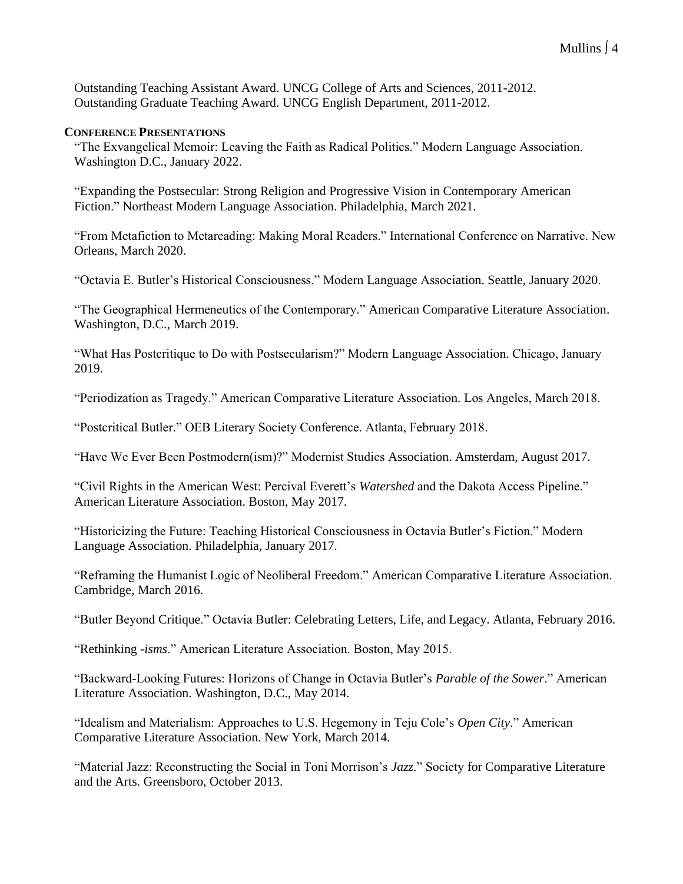Outstanding Teaching Assistant Award. UNCG College of Arts and Sciences, 2011-2012.
Outstanding Graduate Teaching Award. UNCG English Department, 2011-2012.

## Conference Presentations

"The Exvangelical Memoir: Leaving the Faith as Radical Politics." Modern Language Association. Washington D.C., January 2022.

"Expanding the Postsecular: Strong Religion and Progressive Vision in Contemporary American Fiction." Northeast Modern Language Association. Philadelphia, March 2021.

"From Metafiction to Metareading: Making Moral Readers." International Conference on Narrative. New Orleans, March 2020.

"Octavia E. Butler's Historical Consciousness." Modern Language Association. Seattle, January 2020.

"The Geographical Hermeneutics of the Contemporary." American Comparative Literature Association. Washington, D.C., March 2019.

"What Has Postcritique to Do with Postsecularism?" Modern Language Association. Chicago, January 2019.

"Periodization as Tragedy." American Comparative Literature Association. Los Angeles, March 2018.

"Postcritical Butler." OEB Literary Society Conference. Atlanta, February 2018.

"Have We Ever Been Postmodern(ism)?" Modernist Studies Association. Amsterdam, August 2017.

"Civil Rights in the American West: Percival Everett's *Watershed* and the Dakota Access Pipeline." American Literature Association. Boston, May 2017.

"Historicizing the Future: Teaching Historical Consciousness in Octavia Butler's Fiction." Modern Language Association. Philadelphia, January 2017.

"Reframing the Humanist Logic of Neoliberal Freedom." American Comparative Literature Association. Cambridge, March 2016.

"Butler Beyond Critique." Octavia Butler: Celebrating Letters, Life, and Legacy. Atlanta, February 2016.

"Rethinking *-isms*." American Literature Association. Boston, May 2015.

"Backward-Looking Futures: Horizons of Change in Octavia Butler's *Parable of the Sower*." American Literature Association. Washington, D.C., May 2014.

"Idealism and Materialism: Approaches to U.S. Hegemony in Teju Cole's *Open City*." American Comparative Literature Association. New York, March 2014.

"Material Jazz: Reconstructing the Social in Toni Morrison's *Jazz*." Society for Comparative Literature and the Arts. Greensboro, October 2013.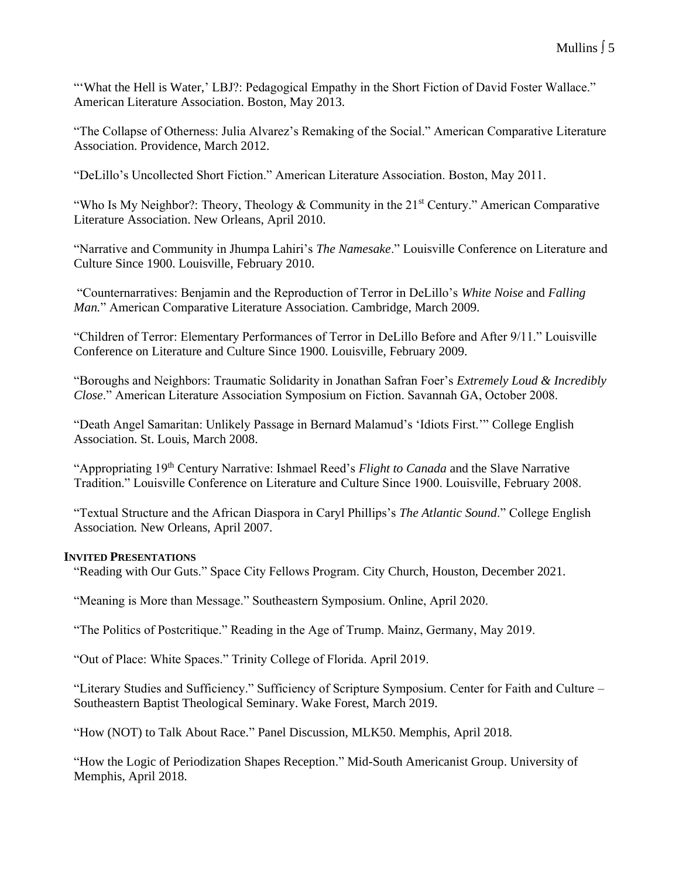"'What the Hell is Water,' LBJ?: Pedagogical Empathy in the Short Fiction of David Foster Wallace." American Literature Association. Boston, May 2013.

"The Collapse of Otherness: Julia Alvarez's Remaking of the Social." American Comparative Literature Association. Providence, March 2012.

"DeLillo's Uncollected Short Fiction." American Literature Association. Boston, May 2011.

"Who Is My Neighbor?: Theory, Theology & Community in the 21st Century." American Comparative Literature Association. New Orleans, April 2010.

"Narrative and Community in Jhumpa Lahiri's *The Namesake*." Louisville Conference on Literature and Culture Since 1900. Louisville, February 2010.

"Counternarratives: Benjamin and the Reproduction of Terror in DeLillo's *White Noise* and *Falling Man.*" American Comparative Literature Association. Cambridge, March 2009.

"Children of Terror: Elementary Performances of Terror in DeLillo Before and After 9/11." Louisville Conference on Literature and Culture Since 1900. Louisville, February 2009.

"Boroughs and Neighbors: Traumatic Solidarity in Jonathan Safran Foer's *Extremely Loud & Incredibly Close*." American Literature Association Symposium on Fiction. Savannah GA, October 2008.

"Death Angel Samaritan: Unlikely Passage in Bernard Malamud's 'Idiots First.'" College English Association. St. Louis, March 2008.

"Appropriating 19th Century Narrative: Ishmael Reed's *Flight to Canada* and the Slave Narrative Tradition." Louisville Conference on Literature and Culture Since 1900. Louisville, February 2008.

"Textual Structure and the African Diaspora in Caryl Phillips's *The Atlantic Sound*." College English Association. New Orleans, April 2007.

**INVITED PRESENTATIONS**

"Reading with Our Guts." Space City Fellows Program. City Church, Houston, December 2021.

"Meaning is More than Message." Southeastern Symposium. Online, April 2020.

"The Politics of Postcritique." Reading in the Age of Trump. Mainz, Germany, May 2019.

"Out of Place: White Spaces." Trinity College of Florida. April 2019.

"Literary Studies and Sufficiency." Sufficiency of Scripture Symposium. Center for Faith and Culture – Southeastern Baptist Theological Seminary. Wake Forest, March 2019.

"How (NOT) to Talk About Race." Panel Discussion, MLK50. Memphis, April 2018.

"How the Logic of Periodization Shapes Reception." Mid-South Americanist Group. University of Memphis, April 2018.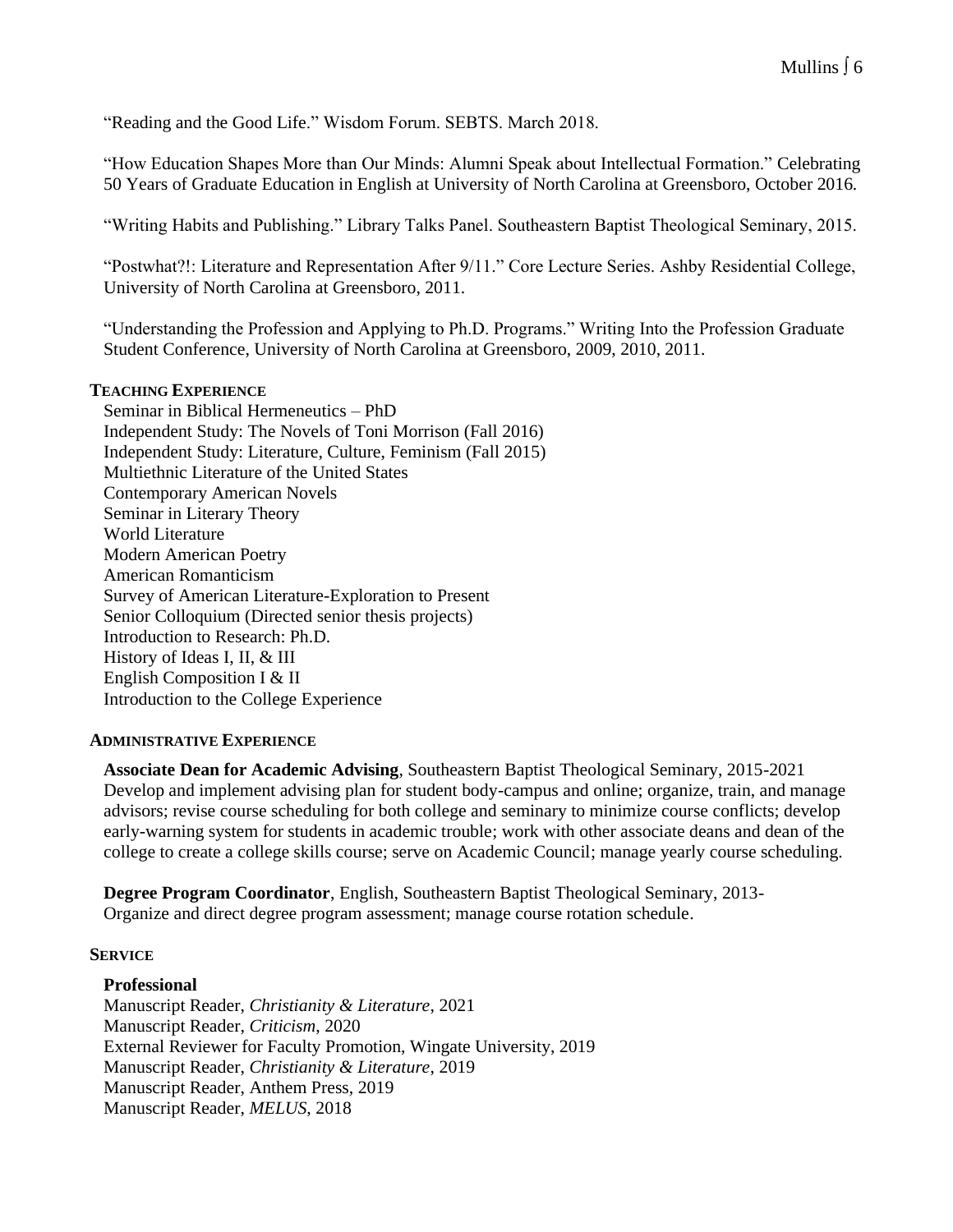"Reading and the Good Life." Wisdom Forum. SEBTS. March 2018.

"How Education Shapes More than Our Minds: Alumni Speak about Intellectual Formation." Celebrating 50 Years of Graduate Education in English at University of North Carolina at Greensboro, October 2016.

"Writing Habits and Publishing." Library Talks Panel. Southeastern Baptist Theological Seminary, 2015.

"Postwhat?!: Literature and Representation After 9/11." Core Lecture Series. Ashby Residential College, University of North Carolina at Greensboro, 2011.

"Understanding the Profession and Applying to Ph.D. Programs." Writing Into the Profession Graduate Student Conference, University of North Carolina at Greensboro, 2009, 2010, 2011.

## Teaching Experience

Seminar in Biblical Hermeneutics – PhD
Independent Study: The Novels of Toni Morrison (Fall 2016)
Independent Study: Literature, Culture, Feminism (Fall 2015)
Multiethnic Literature of the United States
Contemporary American Novels
Seminar in Literary Theory
World Literature
Modern American Poetry
American Romanticism
Survey of American Literature-Exploration to Present
Senior Colloquium (Directed senior thesis projects)
Introduction to Research: Ph.D.
History of Ideas I, II, & III
English Composition I & II
Introduction to the College Experience

## Administrative Experience

**Associate Dean for Academic Advising**, Southeastern Baptist Theological Seminary, 2015-2021
Develop and implement advising plan for student body-campus and online; organize, train, and manage advisors; revise course scheduling for both college and seminary to minimize course conflicts; develop early-warning system for students in academic trouble; work with other associate deans and dean of the college to create a college skills course; serve on Academic Council; manage yearly course scheduling.

**Degree Program Coordinator**, English, Southeastern Baptist Theological Seminary, 2013-
Organize and direct degree program assessment; manage course rotation schedule.

## Service

### Professional

Manuscript Reader, *Christianity & Literature*, 2021
Manuscript Reader, *Criticism*, 2020
External Reviewer for Faculty Promotion, Wingate University, 2019
Manuscript Reader, *Christianity & Literature*, 2019
Manuscript Reader, Anthem Press, 2019
Manuscript Reader, *MELUS*, 2018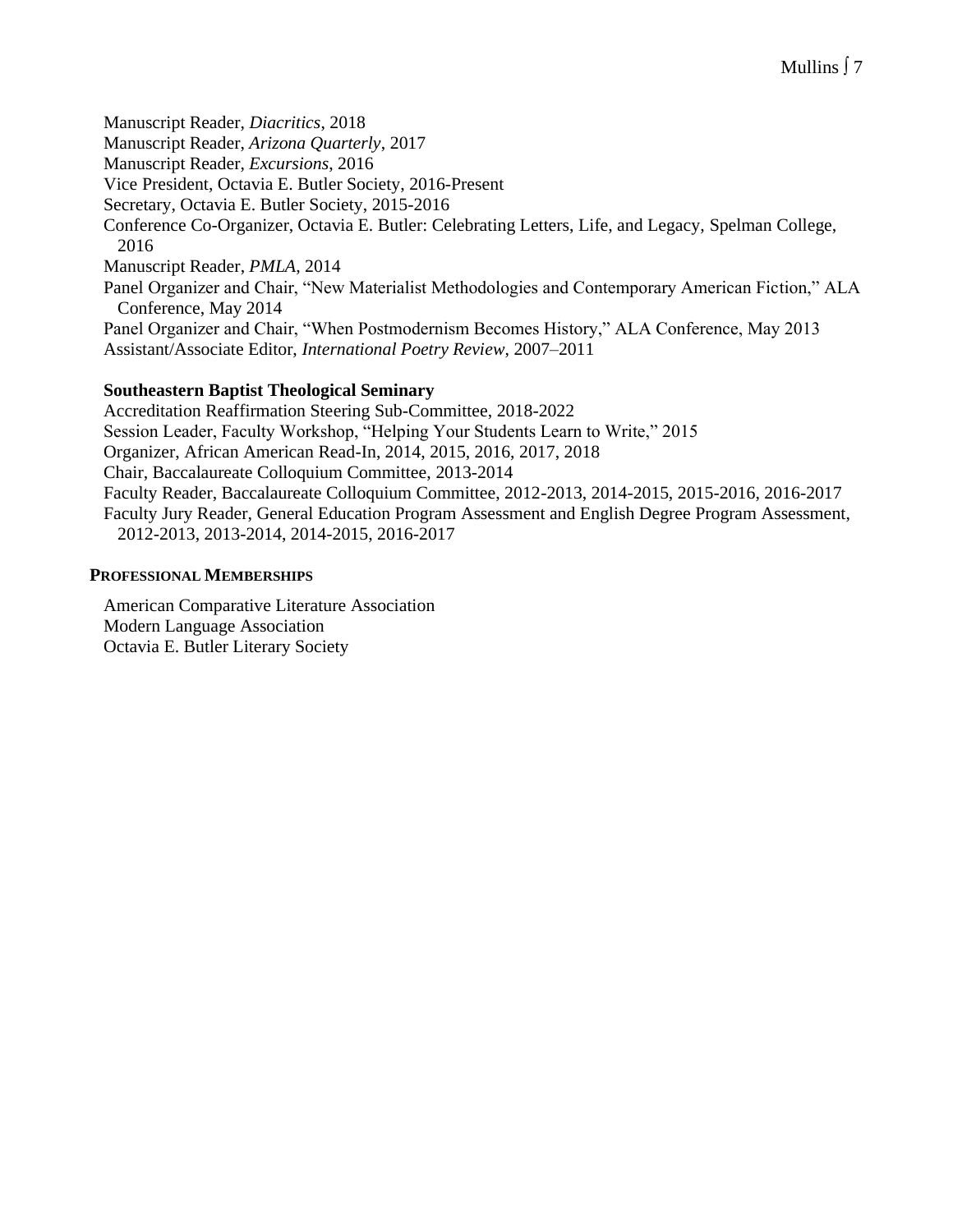Manuscript Reader, *Diacritics*, 2018
Manuscript Reader, *Arizona Quarterly*, 2017
Manuscript Reader, *Excursions*, 2016
Vice President, Octavia E. Butler Society, 2016-Present
Secretary, Octavia E. Butler Society, 2015-2016
Conference Co-Organizer, Octavia E. Butler: Celebrating Letters, Life, and Legacy, Spelman College, 2016
Manuscript Reader, *PMLA*, 2014
Panel Organizer and Chair, "New Materialist Methodologies and Contemporary American Fiction," ALA Conference, May 2014
Panel Organizer and Chair, "When Postmodernism Becomes History," ALA Conference, May 2013
Assistant/Associate Editor, *International Poetry Review*, 2007–2011

**Southeastern Baptist Theological Seminary**

Accreditation Reaffirmation Steering Sub-Committee, 2018-2022
Session Leader, Faculty Workshop, "Helping Your Students Learn to Write," 2015
Organizer, African American Read-In, 2014, 2015, 2016, 2017, 2018
Chair, Baccalaureate Colloquium Committee, 2013-2014
Faculty Reader, Baccalaureate Colloquium Committee, 2012-2013, 2014-2015, 2015-2016, 2016-2017
Faculty Jury Reader, General Education Program Assessment and English Degree Program Assessment, 2012-2013, 2013-2014, 2014-2015, 2016-2017

## PROFESSIONAL MEMBERSHIPS

American Comparative Literature Association
Modern Language Association
Octavia E. Butler Literary Society